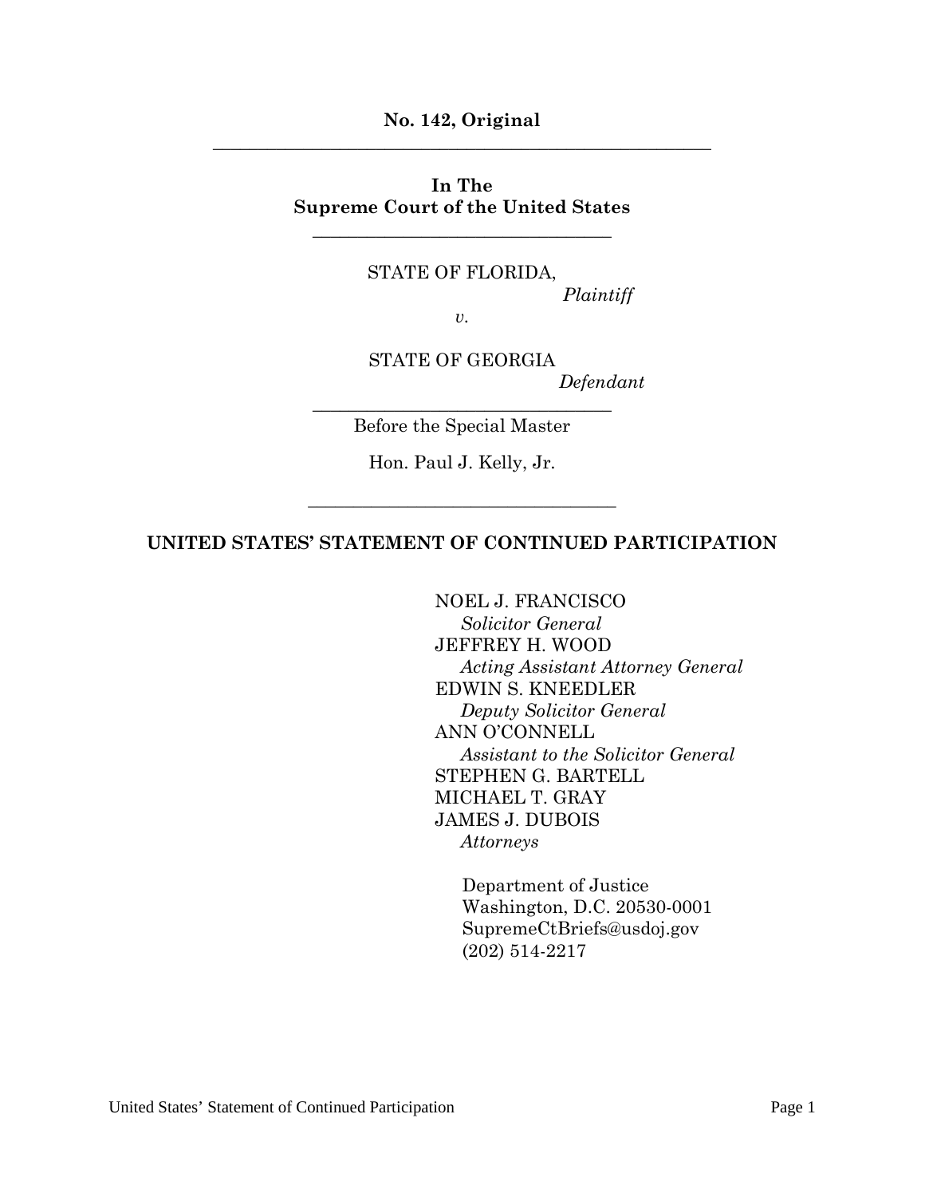**No. 142, Original**

---

**In The**
**Supreme Court of the United States**

---

STATE OF FLORIDA,
*Plaintiff*

*v.*

STATE OF GEORGIA
*Defendant*

---

Before the Special Master

Hon. Paul J. Kelly, Jr.

---

**UNITED STATES' STATEMENT OF CONTINUED PARTICIPATION**

NOEL J. FRANCISCO
*Solicitor General*
JEFFREY H. WOOD
*Acting Assistant Attorney General*
EDWIN S. KNEEDLER
*Deputy Solicitor General*
ANN O'CONNELL
*Assistant to the Solicitor General*
STEPHEN G. BARTELL
MICHAEL T. GRAY
JAMES J. DUBOIS
*Attorneys*

Department of Justice
Washington, D.C. 20530-0001
SupremeCtBriefs@usdoj.gov
(202) 514-2217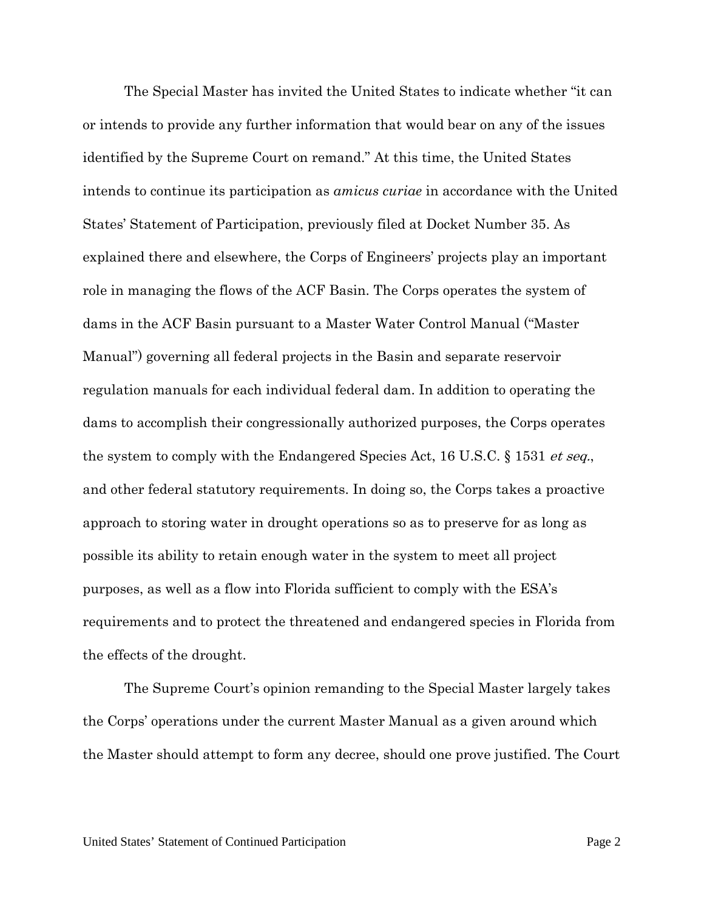The Special Master has invited the United States to indicate whether "it can or intends to provide any further information that would bear on any of the issues identified by the Supreme Court on remand." At this time, the United States intends to continue its participation as *amicus curiae* in accordance with the United States' Statement of Participation, previously filed at Docket Number 35. As explained there and elsewhere, the Corps of Engineers' projects play an important role in managing the flows of the ACF Basin. The Corps operates the system of dams in the ACF Basin pursuant to a Master Water Control Manual ("Master Manual") governing all federal projects in the Basin and separate reservoir regulation manuals for each individual federal dam. In addition to operating the dams to accomplish their congressionally authorized purposes, the Corps operates the system to comply with the Endangered Species Act, 16 U.S.C. § 1531 *et seq.*, and other federal statutory requirements. In doing so, the Corps takes a proactive approach to storing water in drought operations so as to preserve for as long as possible its ability to retain enough water in the system to meet all project purposes, as well as a flow into Florida sufficient to comply with the ESA's requirements and to protect the threatened and endangered species in Florida from the effects of the drought.

The Supreme Court's opinion remanding to the Special Master largely takes the Corps' operations under the current Master Manual as a given around which the Master should attempt to form any decree, should one prove justified. The Court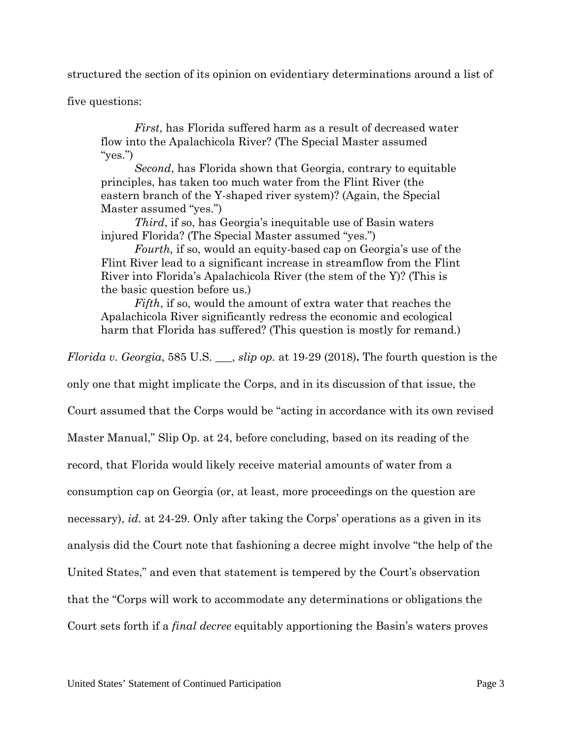structured the section of its opinion on evidentiary determinations around a list of five questions:

> *First*, has Florida suffered harm as a result of decreased water flow into the Apalachicola River? (The Special Master assumed "yes.")
>
> *Second*, has Florida shown that Georgia, contrary to equitable principles, has taken too much water from the Flint River (the eastern branch of the Y-shaped river system)? (Again, the Special Master assumed "yes.")
>
> *Third*, if so, has Georgia's inequitable use of Basin waters injured Florida? (The Special Master assumed "yes.")
>
> *Fourth,* if so, would an equity-based cap on Georgia's use of the Flint River lead to a significant increase in streamflow from the Flint River into Florida's Apalachicola River (the stem of the Y)? (This is the basic question before us.)
>
> *Fifth*, if so, would the amount of extra water that reaches the Apalachicola River significantly redress the economic and ecological harm that Florida has suffered? (This question is mostly for remand.)

*Florida v. Georgia*, 585 U.S. ___, *slip op.* at 19-29 (2018)**.** The fourth question is the only one that might implicate the Corps, and in its discussion of that issue, the Court assumed that the Corps would be "acting in accordance with its own revised Master Manual," Slip Op. at 24, before concluding, based on its reading of the record, that Florida would likely receive material amounts of water from a consumption cap on Georgia (or, at least, more proceedings on the question are necessary), *id.* at 24-29. Only after taking the Corps' operations as a given in its analysis did the Court note that fashioning a decree might involve "the help of the United States," and even that statement is tempered by the Court's observation that the "Corps will work to accommodate any determinations or obligations the Court sets forth if a *final decree* equitably apportioning the Basin's waters proves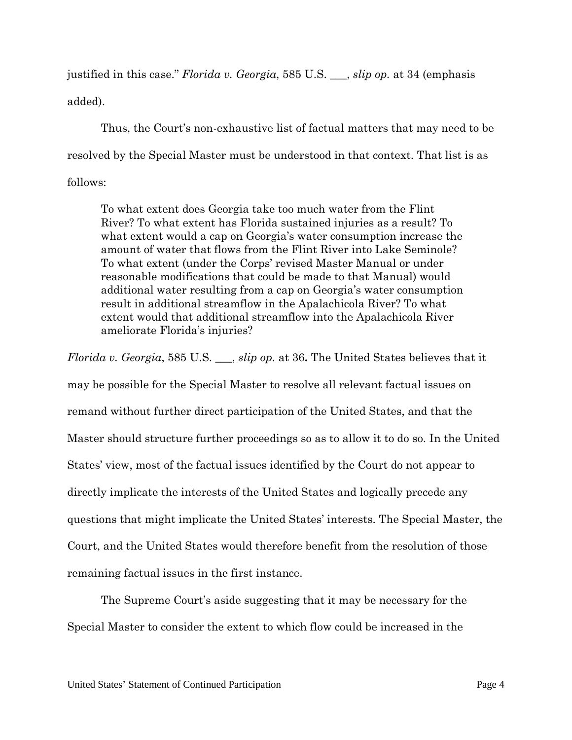justified in this case." *Florida v. Georgia*, 585 U.S. ___, *slip op.* at 34 (emphasis added).

Thus, the Court's non-exhaustive list of factual matters that may need to be resolved by the Special Master must be understood in that context. That list is as follows:

> To what extent does Georgia take too much water from the Flint River? To what extent has Florida sustained injuries as a result? To what extent would a cap on Georgia's water consumption increase the amount of water that flows from the Flint River into Lake Seminole? To what extent (under the Corps' revised Master Manual or under reasonable modifications that could be made to that Manual) would additional water resulting from a cap on Georgia's water consumption result in additional streamflow in the Apalachicola River? To what extent would that additional streamflow into the Apalachicola River ameliorate Florida's injuries?

*Florida v. Georgia*, 585 U.S. ___, *slip op.* at 36**.** The United States believes that it may be possible for the Special Master to resolve all relevant factual issues on remand without further direct participation of the United States, and that the Master should structure further proceedings so as to allow it to do so. In the United States' view, most of the factual issues identified by the Court do not appear to directly implicate the interests of the United States and logically precede any questions that might implicate the United States' interests. The Special Master, the Court, and the United States would therefore benefit from the resolution of those remaining factual issues in the first instance.

The Supreme Court's aside suggesting that it may be necessary for the Special Master to consider the extent to which flow could be increased in the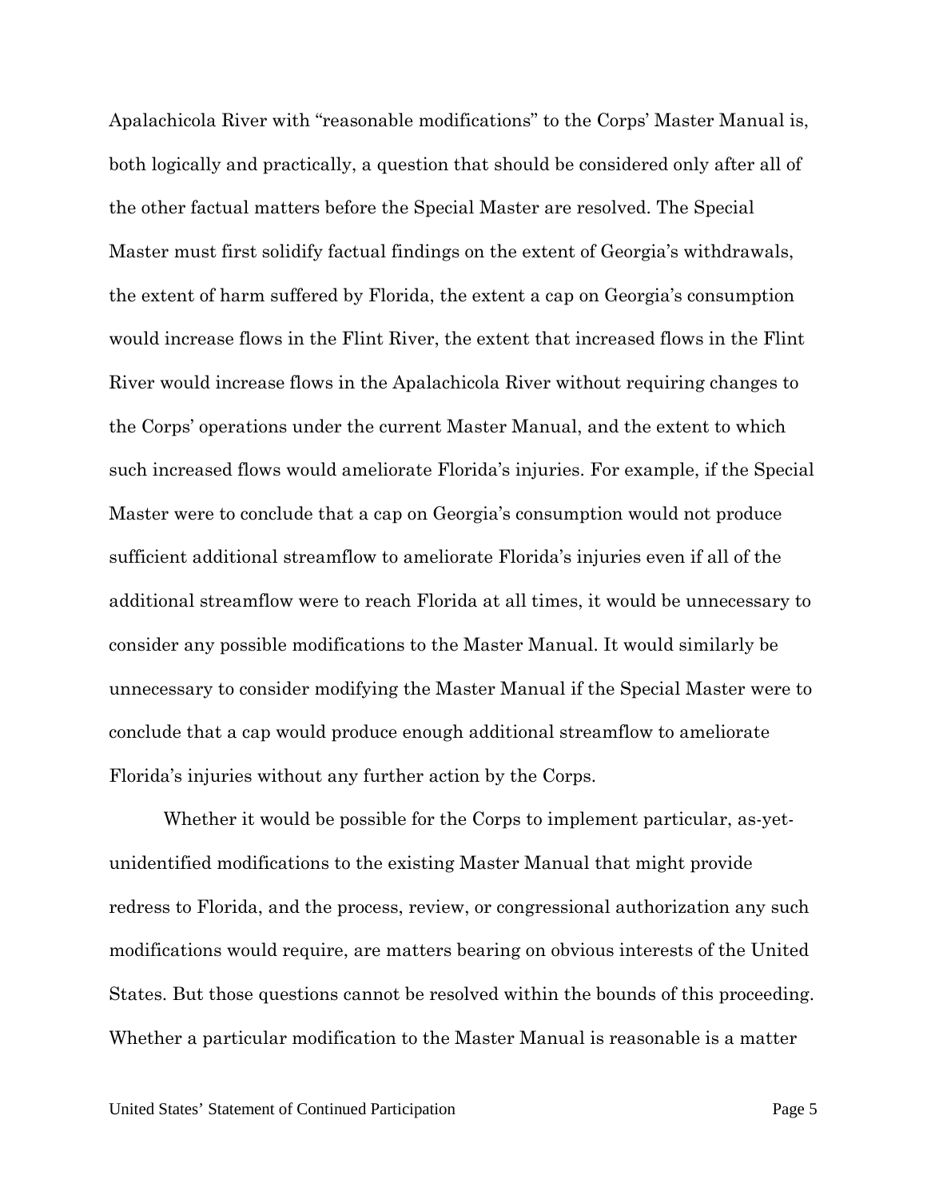Apalachicola River with "reasonable modifications" to the Corps' Master Manual is, both logically and practically, a question that should be considered only after all of the other factual matters before the Special Master are resolved. The Special Master must first solidify factual findings on the extent of Georgia's withdrawals, the extent of harm suffered by Florida, the extent a cap on Georgia's consumption would increase flows in the Flint River, the extent that increased flows in the Flint River would increase flows in the Apalachicola River without requiring changes to the Corps' operations under the current Master Manual, and the extent to which such increased flows would ameliorate Florida's injuries. For example, if the Special Master were to conclude that a cap on Georgia's consumption would not produce sufficient additional streamflow to ameliorate Florida's injuries even if all of the additional streamflow were to reach Florida at all times, it would be unnecessary to consider any possible modifications to the Master Manual. It would similarly be unnecessary to consider modifying the Master Manual if the Special Master were to conclude that a cap would produce enough additional streamflow to ameliorate Florida's injuries without any further action by the Corps.

Whether it would be possible for the Corps to implement particular, as-yet-unidentified modifications to the existing Master Manual that might provide redress to Florida, and the process, review, or congressional authorization any such modifications would require, are matters bearing on obvious interests of the United States. But those questions cannot be resolved within the bounds of this proceeding. Whether a particular modification to the Master Manual is reasonable is a matter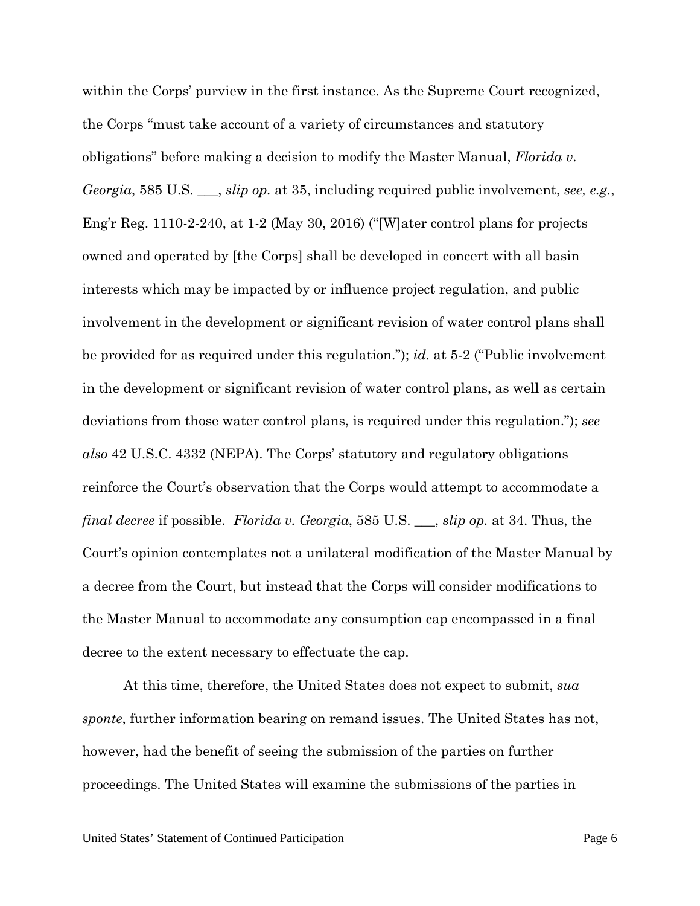within the Corps' purview in the first instance. As the Supreme Court recognized, the Corps "must take account of a variety of circumstances and statutory obligations" before making a decision to modify the Master Manual, *Florida v. Georgia*, 585 U.S. ___, *slip op.* at 35, including required public involvement, *see, e.g.*, Eng'r Reg. 1110-2-240, at 1-2 (May 30, 2016) ("[W]ater control plans for projects owned and operated by [the Corps] shall be developed in concert with all basin interests which may be impacted by or influence project regulation, and public involvement in the development or significant revision of water control plans shall be provided for as required under this regulation."); *id.* at 5-2 ("Public involvement in the development or significant revision of water control plans, as well as certain deviations from those water control plans, is required under this regulation."); *see also* 42 U.S.C. 4332 (NEPA). The Corps' statutory and regulatory obligations reinforce the Court's observation that the Corps would attempt to accommodate a *final decree* if possible. *Florida v. Georgia*, 585 U.S. ___, *slip op.* at 34. Thus, the Court's opinion contemplates not a unilateral modification of the Master Manual by a decree from the Court, but instead that the Corps will consider modifications to the Master Manual to accommodate any consumption cap encompassed in a final decree to the extent necessary to effectuate the cap.

At this time, therefore, the United States does not expect to submit, *sua sponte*, further information bearing on remand issues. The United States has not, however, had the benefit of seeing the submission of the parties on further proceedings. The United States will examine the submissions of the parties in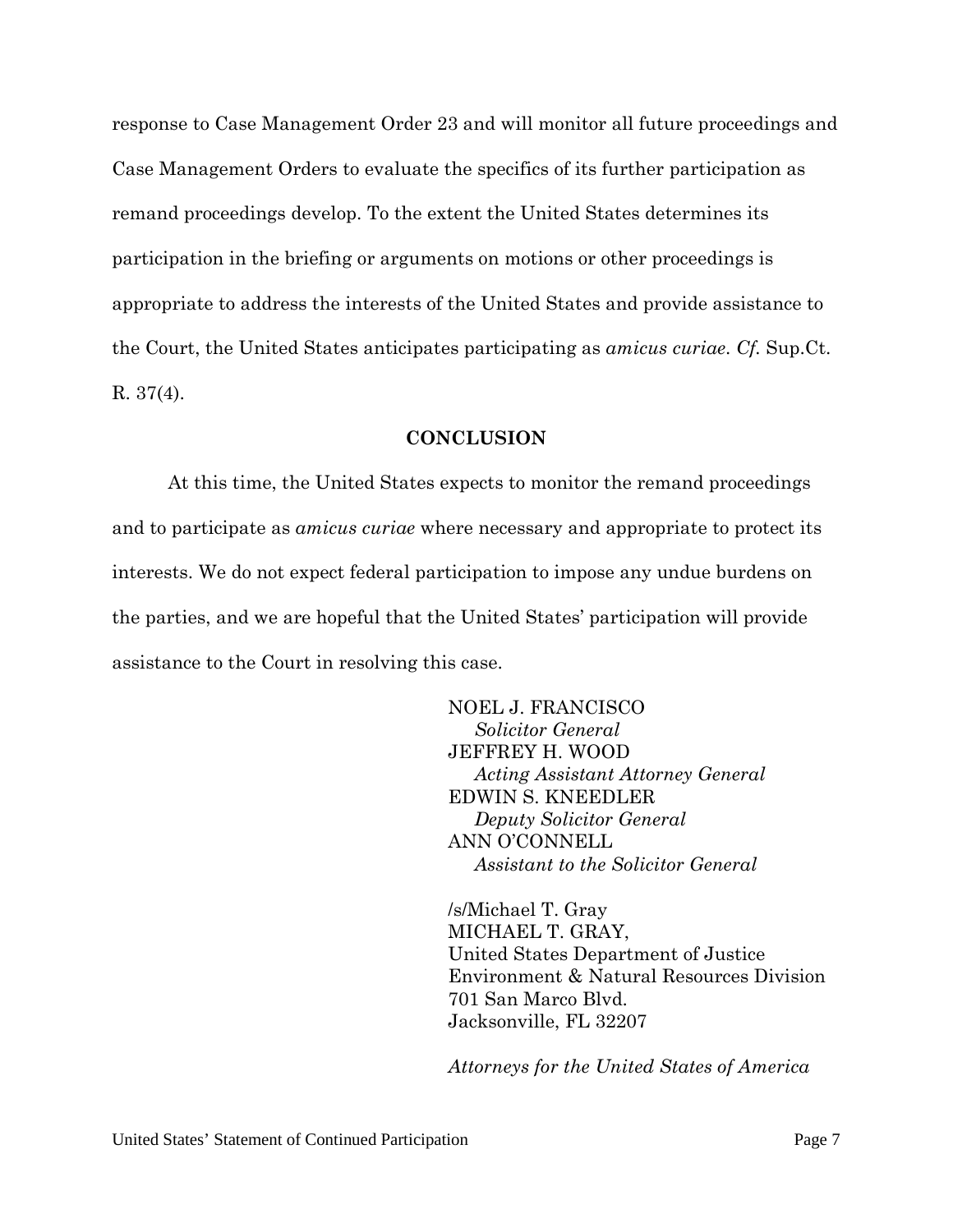response to Case Management Order 23 and will monitor all future proceedings and Case Management Orders to evaluate the specifics of its further participation as remand proceedings develop. To the extent the United States determines its participation in the briefing or arguments on motions or other proceedings is appropriate to address the interests of the United States and provide assistance to the Court, the United States anticipates participating as *amicus curiae*. *Cf.* Sup.Ct. R. 37(4).

## CONCLUSION

At this time, the United States expects to monitor the remand proceedings and to participate as *amicus curiae* where necessary and appropriate to protect its interests. We do not expect federal participation to impose any undue burdens on the parties, and we are hopeful that the United States' participation will provide assistance to the Court in resolving this case.

NOEL J. FRANCISCO
*Solicitor General*
JEFFREY H. WOOD
*Acting Assistant Attorney General*
EDWIN S. KNEEDLER
*Deputy Solicitor General*
ANN O'CONNELL
*Assistant to the Solicitor General*

/s/Michael T. Gray
MICHAEL T. GRAY,
United States Department of Justice
Environment & Natural Resources Division
701 San Marco Blvd.
Jacksonville, FL 32207

*Attorneys for the United States of America*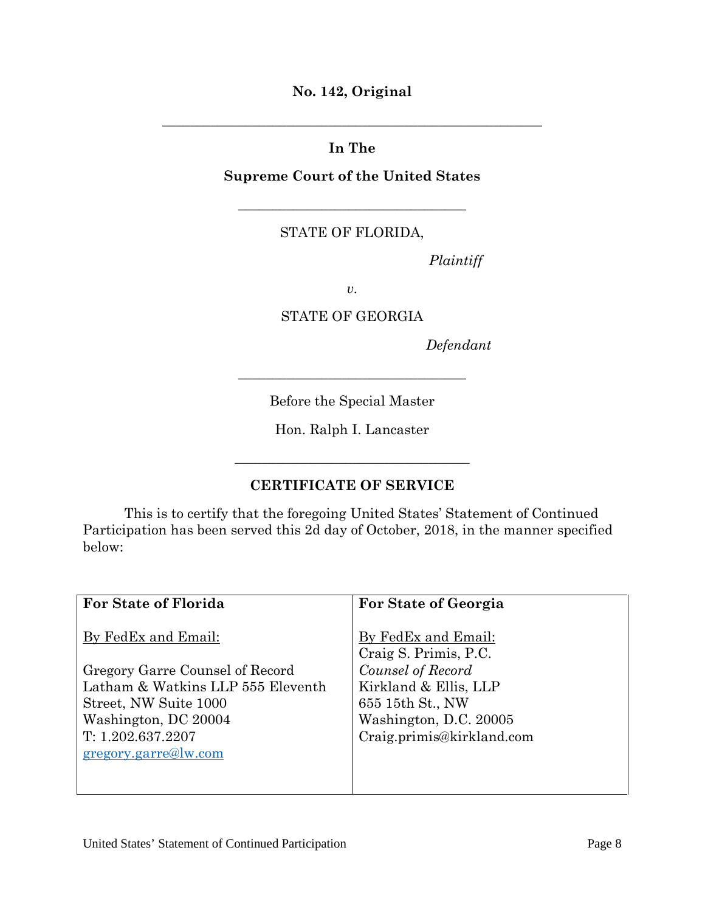**No. 142, Original**

---

**In The**

**Supreme Court of the United States**

---

STATE OF FLORIDA,

*Plaintiff*

*v.*

STATE OF GEORGIA

*Defendant*

---

Before the Special Master

Hon. Ralph I. Lancaster

---

**CERTIFICATE OF SERVICE**

This is to certify that the foregoing United States' Statement of Continued Participation has been served this 2d day of October, 2018, in the manner specified below:

| **For State of Florida** | **For State of Georgia** |
|---|---|
| By FedEx and Email:<br><br>Gregory Garre Counsel of Record<br>Latham & Watkins LLP 555 Eleventh Street, NW Suite 1000<br>Washington, DC 20004<br>T: 1.202.637.2207<br>gregory.garre@lw.com | By FedEx and Email:<br>Craig S. Primis, P.C.<br>*Counsel of Record*<br>Kirkland & Ellis, LLP<br>655 15th St., NW<br>Washington, D.C. 20005<br>Craig.primis@kirkland.com |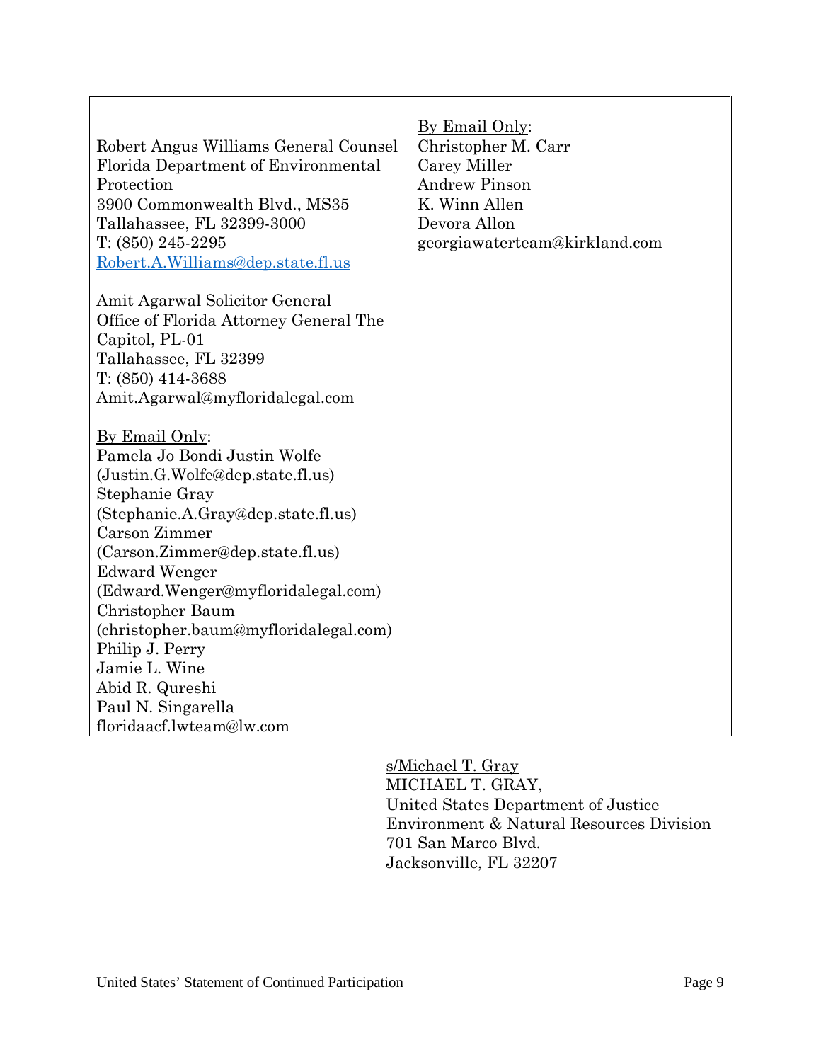| | |
|---|---|
| Robert Angus Williams General Counsel<br>Florida Department of Environmental Protection<br>3900 Commonwealth Blvd., MS35<br>Tallahassee, FL 32399-3000<br>T: (850) 245-2295<br>Robert.A.Williams@dep.state.fl.us<br><br>Amit Agarwal Solicitor General<br>Office of Florida Attorney General The Capitol, PL-01<br>Tallahassee, FL 32399<br>T: (850) 414-3688<br>Amit.Agarwal@myfloridalegal.com<br><br>By Email Only:<br>Pamela Jo Bondi Justin Wolfe<br>(Justin.G.Wolfe@dep.state.fl.us)<br>Stephanie Gray<br>(Stephanie.A.Gray@dep.state.fl.us)<br>Carson Zimmer<br>(Carson.Zimmer@dep.state.fl.us)<br>Edward Wenger<br>(Edward.Wenger@myfloridalegal.com)<br>Christopher Baum<br>(christopher.baum@myfloridalegal.com)<br>Philip J. Perry<br>Jamie L. Wine<br>Abid R. Qureshi<br>Paul N. Singarella<br>floridaacf.lwteam@lw.com | By Email Only:<br>Christopher M. Carr<br>Carey Miller<br>Andrew Pinson<br>K. Winn Allen<br>Devora Allon<br>georgiawaterteam@kirkland.com |

s/Michael T. Gray
MICHAEL T. GRAY,
United States Department of Justice
Environment & Natural Resources Division
701 San Marco Blvd.
Jacksonville, FL 32207